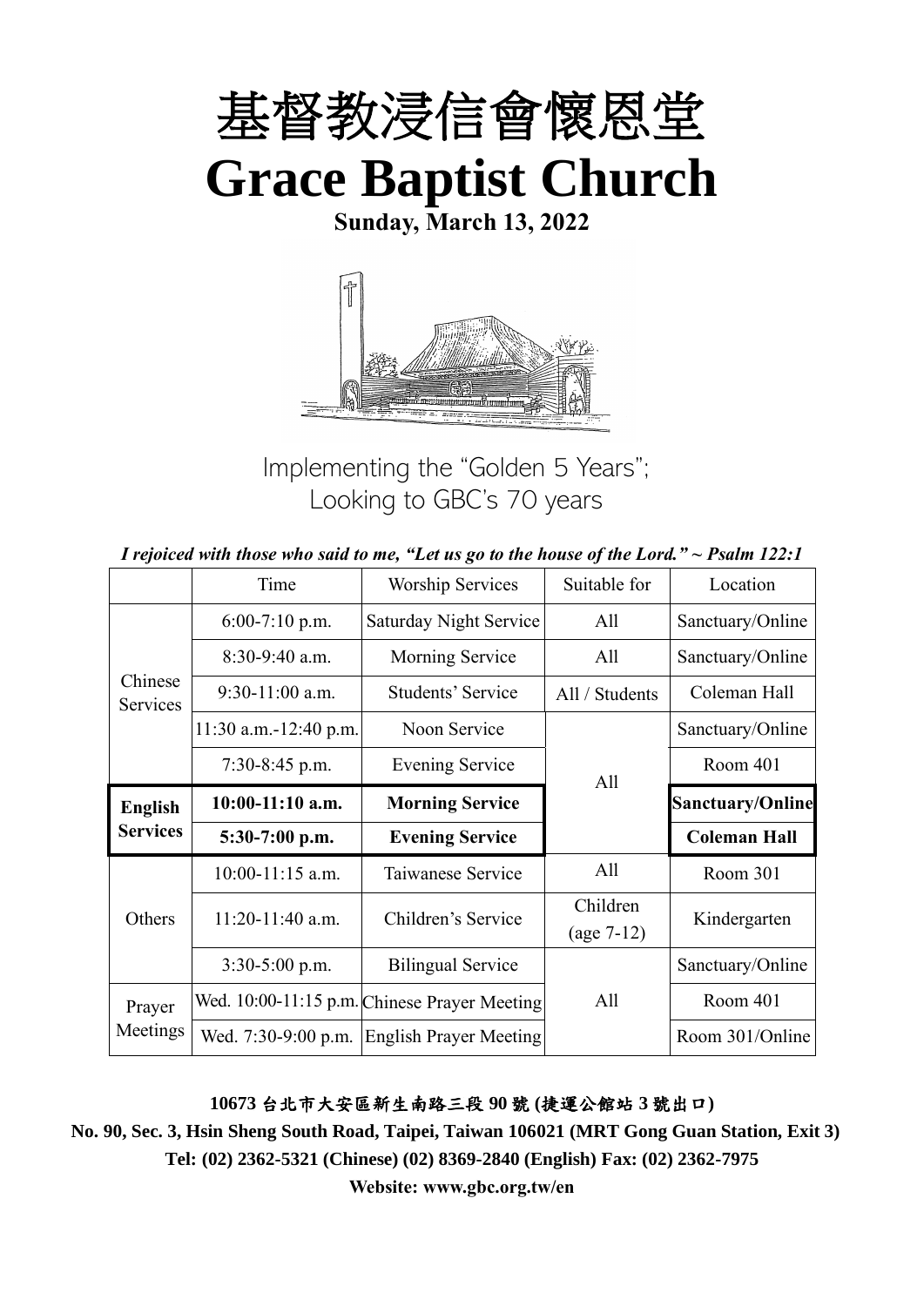# 基督教浸信會懷恩堂

# Grace Baptist Church

**Sunday, March 13, 2022**

Implementing the "Golden 5 Years";
Looking to GBC's 70 years

*I rejoiced with those who said to me, "Let us go to the house of the Lord." ~ Psalm 122:1*

| | Time | Worship Services | Suitable for | Location |
|---|---|---|---|---|
| Chinese Services | 6:00-7:10 p.m. | Saturday Night Service | All | Sanctuary/Online |
| | 8:30-9:40 a.m. | Morning Service | All | Sanctuary/Online |
| | 9:30-11:00 a.m. | Students' Service | All / Students | Coleman Hall |
| | 11:30 a.m.-12:40 p.m. | Noon Service | All | Sanctuary/Online |
| | 7:30-8:45 p.m. | Evening Service | All | Room 401 |
| **English Services** | **10:00-11:10 a.m.** | **Morning Service** | All | **Sanctuary/Online** |
| | **5:30-7:00 p.m.** | **Evening Service** | All | **Coleman Hall** |
| Others | 10:00-11:15 a.m. | Taiwanese Service | All | Room 301 |
| | 11:20-11:40 a.m. | Children's Service | Children (age 7-12) | Kindergarten |
| | 3:30-5:00 p.m. | Bilingual Service | All | Sanctuary/Online |
| Prayer Meetings | Wed. 10:00-11:15 p.m. | Chinese Prayer Meeting | All | Room 401 |
| | Wed. 7:30-9:00 p.m. | English Prayer Meeting | All | Room 301/Online |

**10673 台北市大安區新生南路三段 90 號 (捷運公館站 3 號出口)**

**No. 90, Sec. 3, Hsin Sheng South Road, Taipei, Taiwan 106021 (MRT Gong Guan Station, Exit 3)**

**Tel: (02) 2362-5321 (Chinese) (02) 8369-2840 (English) Fax: (02) 2362-7975**

**Website: www.gbc.org.tw/en**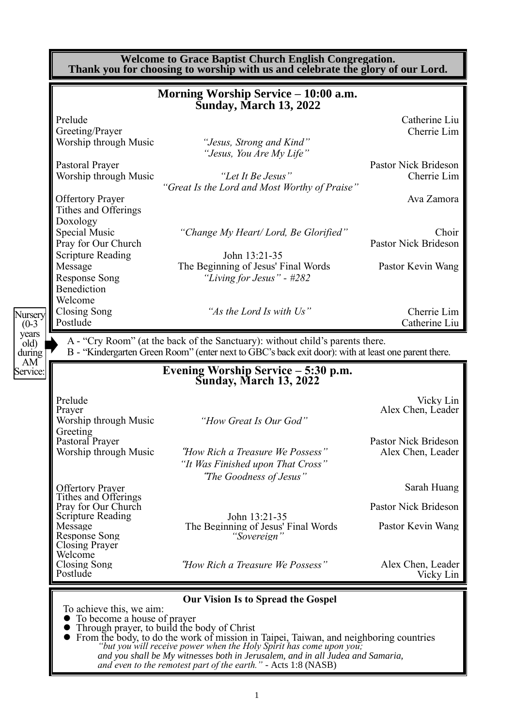**Welcome to Grace Baptist Church English Congregation.**
**Thank you for choosing to worship with us and celebrate the glory of our Lord.**

## Morning Worship Service – 10:00 a.m.
## Sunday, March 13, 2022

| | | |
|---|---|---|
| Prelude | | Catherine Liu |
| Greeting/Prayer | | Cherrie Lim |
| Worship through Music | *"Jesus, Strong and Kind"* *"Jesus, You Are My Life"* | |
| Pastoral Prayer | | Pastor Nick Brideson |
| Worship through Music | *"Let It Be Jesus"* *"Great Is the Lord and Most Worthy of Praise"* | Cherrie Lim |
| Offertory Prayer | | Ava Zamora |
| Tithes and Offerings | | |
| Doxology | | |
| Special Music | *"Change My Heart/ Lord, Be Glorified"* | Choir |
| Pray for Our Church | | Pastor Nick Brideson |
| Scripture Reading | John 13:21-35 | |
| Message | The Beginning of Jesus' Final Words | Pastor Kevin Wang |
| Response Song | *"Living for Jesus" - #282* | |
| Benediction | | |
| Welcome | | |
| Closing Song | *"As the Lord Is with Us"* | Cherrie Lim |
| Postlude | | Catherine Liu |

Nursery (0-3 years old) during AM Service:

A - "Cry Room" (at the back of the Sanctuary): without child's parents there.
B - "Kindergarten Green Room" (enter next to GBC's back exit door): with at least one parent there.

## Evening Worship Service – 5:30 p.m.
## Sunday, March 13, 2022

| | | |
|---|---|---|
| Prelude | | Vicky Lin |
| Prayer | | Alex Chen, Leader |
| Worship through Music | *"How Great Is Our God"* | |
| Greeting | | |
| Pastoral Prayer | | Pastor Nick Brideson |
| Worship through Music | *"How Rich a Treasure We Possess"* *"It Was Finished upon That Cross"* *"The Goodness of Jesus"* | Alex Chen, Leader |
| Offertory Prayer | | Sarah Huang |
| Tithes and Offerings | | |
| Pray for Our Church | | Pastor Nick Brideson |
| Scripture Reading | John 13:21-35 | |
| Message | The Beginning of Jesus' Final Words | Pastor Kevin Wang |
| Response Song | *"Sovereign"* | |
| Closing Prayer | | |
| Welcome | | |
| Closing Song | *"How Rich a Treasure We Possess"* | Alex Chen, Leader |
| Postlude | | Vicky Lin |

### Our Vision Is to Spread the Gospel

To achieve this, we aim:

- To become a house of prayer
- Through prayer, to build the body of Christ
- From the body, to do the work of mission in Taipei, Taiwan, and neighboring countries

*"but you will receive power when the Holy Spirit has come upon you; and you shall be My witnesses both in Jerusalem, and in all Judea and Samaria, and even to the remotest part of the earth."* - Acts 1:8 (NASB)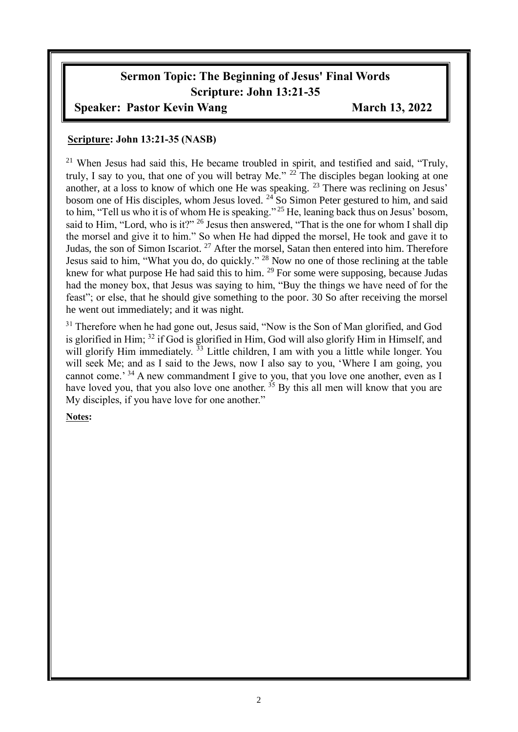## Sermon Topic: The Beginning of Jesus' Final Words

## Scripture: John 13:21-35

**Speaker: Pastor Kevin Wang** **March 13, 2022**

**Scripture: John 13:21-35 (NASB)**

[21] When Jesus had said this, He became troubled in spirit, and testified and said, "Truly, truly, I say to you, that one of you will betray Me." [22] The disciples began looking at one another, at a loss to know of which one He was speaking. [23] There was reclining on Jesus' bosom one of His disciples, whom Jesus loved. [24] So Simon Peter gestured to him, and said to him, "Tell us who it is of whom He is speaking." [25] He, leaning back thus on Jesus' bosom, said to Him, "Lord, who is it?" [26] Jesus then answered, "That is the one for whom I shall dip the morsel and give it to him." So when He had dipped the morsel, He took and gave it to Judas, the son of Simon Iscariot. [27] After the morsel, Satan then entered into him. Therefore Jesus said to him, "What you do, do quickly." [28] Now no one of those reclining at the table knew for what purpose He had said this to him. [29] For some were supposing, because Judas had the money box, that Jesus was saying to him, "Buy the things we have need of for the feast"; or else, that he should give something to the poor. 30 So after receiving the morsel he went out immediately; and it was night.

[31] Therefore when he had gone out, Jesus said, "Now is the Son of Man glorified, and God is glorified in Him; [32] if God is glorified in Him, God will also glorify Him in Himself, and will glorify Him immediately. [33] Little children, I am with you a little while longer. You will seek Me; and as I said to the Jews, now I also say to you, 'Where I am going, you cannot come.' [34] A new commandment I give to you, that you love one another, even as I have loved you, that you also love one another. [35] By this all men will know that you are My disciples, if you have love for one another."

**Notes:**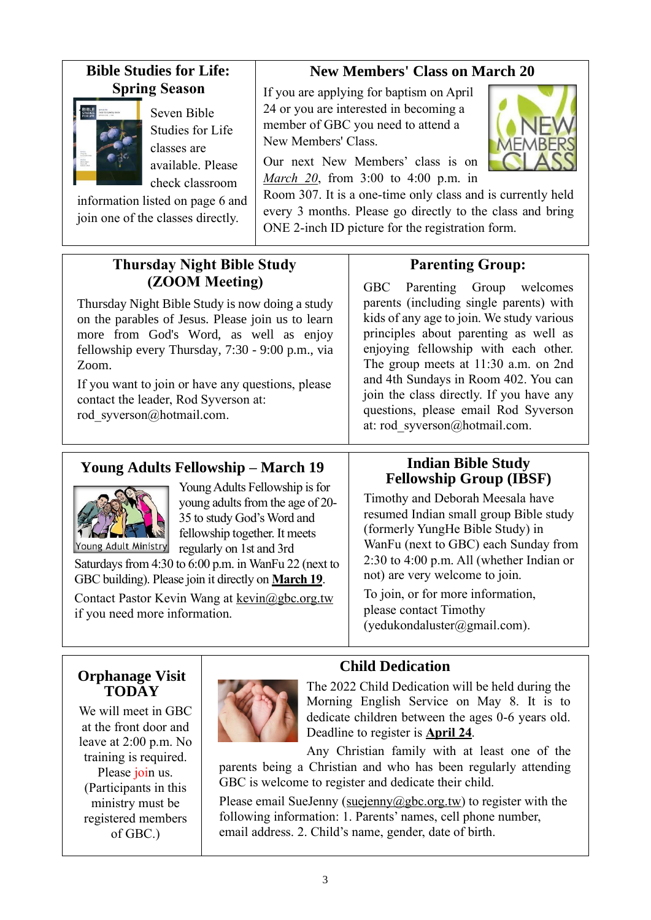## Bible Studies for Life: Spring Season

Seven Bible Studies for Life classes are available. Please check classroom information listed on page 6 and join one of the classes directly.

## New Members' Class on March 20

If you are applying for baptism on April 24 or you are interested in becoming a member of GBC you need to attend a New Members' Class.

Our next New Members' class is on *March 20*, from 3:00 to 4:00 p.m. in Room 307. It is a one-time only class and is currently held every 3 months. Please go directly to the class and bring ONE 2-inch ID picture for the registration form.

## Thursday Night Bible Study (ZOOM Meeting)

Thursday Night Bible Study is now doing a study on the parables of Jesus. Please join us to learn more from God's Word, as well as enjoy fellowship every Thursday, 7:30 - 9:00 p.m., via Zoom.

If you want to join or have any questions, please contact the leader, Rod Syverson at: rod_syverson@hotmail.com.

## Parenting Group:

GBC Parenting Group welcomes parents (including single parents) with kids of any age to join. We study various principles about parenting as well as enjoying fellowship with each other. The group meets at 11:30 a.m. on 2nd and 4th Sundays in Room 402. You can join the class directly. If you have any questions, please email Rod Syverson at: rod_syverson@hotmail.com.

## Young Adults Fellowship – March 19

Young Adults Fellowship is for young adults from the age of 20-35 to study God's Word and fellowship together. It meets regularly on 1st and 3rd Saturdays from 4:30 to 6:00 p.m. in WanFu 22 (next to GBC building). Please join it directly on **March 19**.

Contact Pastor Kevin Wang at kevin@gbc.org.tw if you need more information.

## Indian Bible Study Fellowship Group (IBSF)

Timothy and Deborah Meesala have resumed Indian small group Bible study (formerly YungHe Bible Study) in WanFu (next to GBC) each Sunday from 2:30 to 4:00 p.m. All (whether Indian or not) are very welcome to join.

To join, or for more information, please contact Timothy (yedukondaluster@gmail.com).

## Orphanage Visit TODAY

We will meet in GBC at the front door and leave at 2:00 p.m. No training is required. Please join us. (Participants in this ministry must be registered members of GBC.)

## Child Dedication

The 2022 Child Dedication will be held during the Morning English Service on May 8. It is to dedicate children between the ages 0-6 years old. Deadline to register is **April 24**.

Any Christian family with at least one of the parents being a Christian and who has been regularly attending GBC is welcome to register and dedicate their child.

Please email SueJenny (suejenny@gbc.org.tw) to register with the following information: 1. Parents' names, cell phone number, email address. 2. Child's name, gender, date of birth.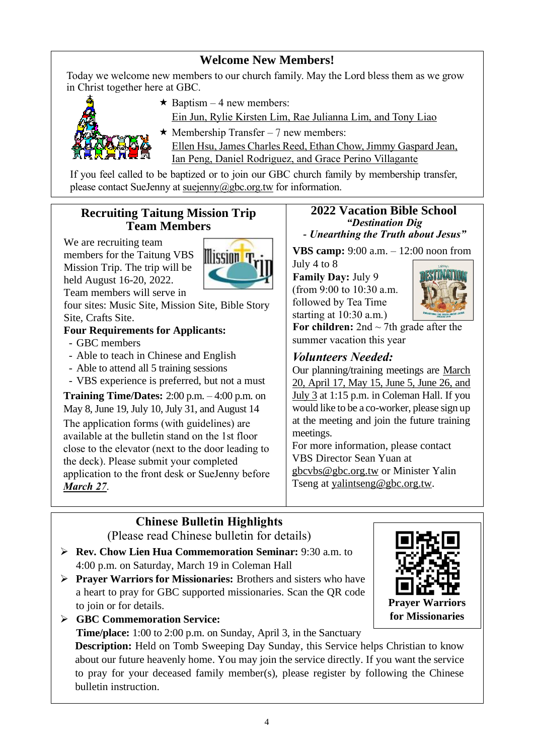## Welcome New Members!

Today we welcome new members to our church family. May the Lord bless them as we grow in Christ together here at GBC.

- ★ Baptism – 4 new members:
  Ein Jun, Rylie Kirsten Lim, Rae Julianna Lim, and Tony Liao
- ★ Membership Transfer – 7 new members:
  Ellen Hsu, James Charles Reed, Ethan Chow, Jimmy Gaspard Jean, Ian Peng, Daniel Rodriguez, and Grace Perino Villagante

If you feel called to be baptized or to join our GBC church family by membership transfer, please contact SueJenny at suejenny@gbc.org.tw for information.

## Recruiting Taitung Mission Trip Team Members

We are recruiting team members for the Taitung VBS Mission Trip. The trip will be held August 16-20, 2022. Team members will serve in four sites: Music Site, Mission Site, Bible Story Site, Crafts Site.

**Four Requirements for Applicants:**

- GBC members
- Able to teach in Chinese and English
- Able to attend all 5 training sessions
- VBS experience is preferred, but not a must

**Training Time/Dates:** 2:00 p.m. – 4:00 p.m. on May 8, June 19, July 10, July 31, and August 14

The application forms (with guidelines) are available at the bulletin stand on the 1st floor close to the elevator (next to the door leading to the deck). Please submit your completed application to the front desk or SueJenny before ***March 27***.

## 2022 Vacation Bible School

***"Destination Dig***
***- Unearthing the Truth about Jesus"***

**VBS camp:** 9:00 a.m. – 12:00 noon from July 4 to 8

**Family Day:** July 9 (from 9:00 to 10:30 a.m. followed by Tea Time starting at 10:30 a.m.)

**For children:** 2nd ~ 7th grade after the summer vacation this year

### *Volunteers Needed:*

Our planning/training meetings are March 20, April 17, May 15, June 5, June 26, and July 3 at 1:15 p.m. in Coleman Hall. If you would like to be a co-worker, please sign up at the meeting and join the future training meetings.

For more information, please contact VBS Director Sean Yuan at gbcvbs@gbc.org.tw or Minister Yalin Tseng at yalintseng@gbc.org.tw.

## Chinese Bulletin Highlights

(Please read Chinese bulletin for details)

- **Rev. Chow Lien Hua Commemoration Seminar:** 9:30 a.m. to 4:00 p.m. on Saturday, March 19 in Coleman Hall
- **Prayer Warriors for Missionaries:** Brothers and sisters who have a heart to pray for GBC supported missionaries. Scan the QR code to join or for details.
- **GBC Commemoration Service:**
  **Time/place:** 1:00 to 2:00 p.m. on Sunday, April 3, in the Sanctuary
  **Description:** Held on Tomb Sweeping Day Sunday, this Service helps Christian to know about our future heavenly home. You may join the service directly. If you want the service to pray for your deceased family member(s), please register by following the Chinese bulletin instruction.

**Prayer Warriors for Missionaries**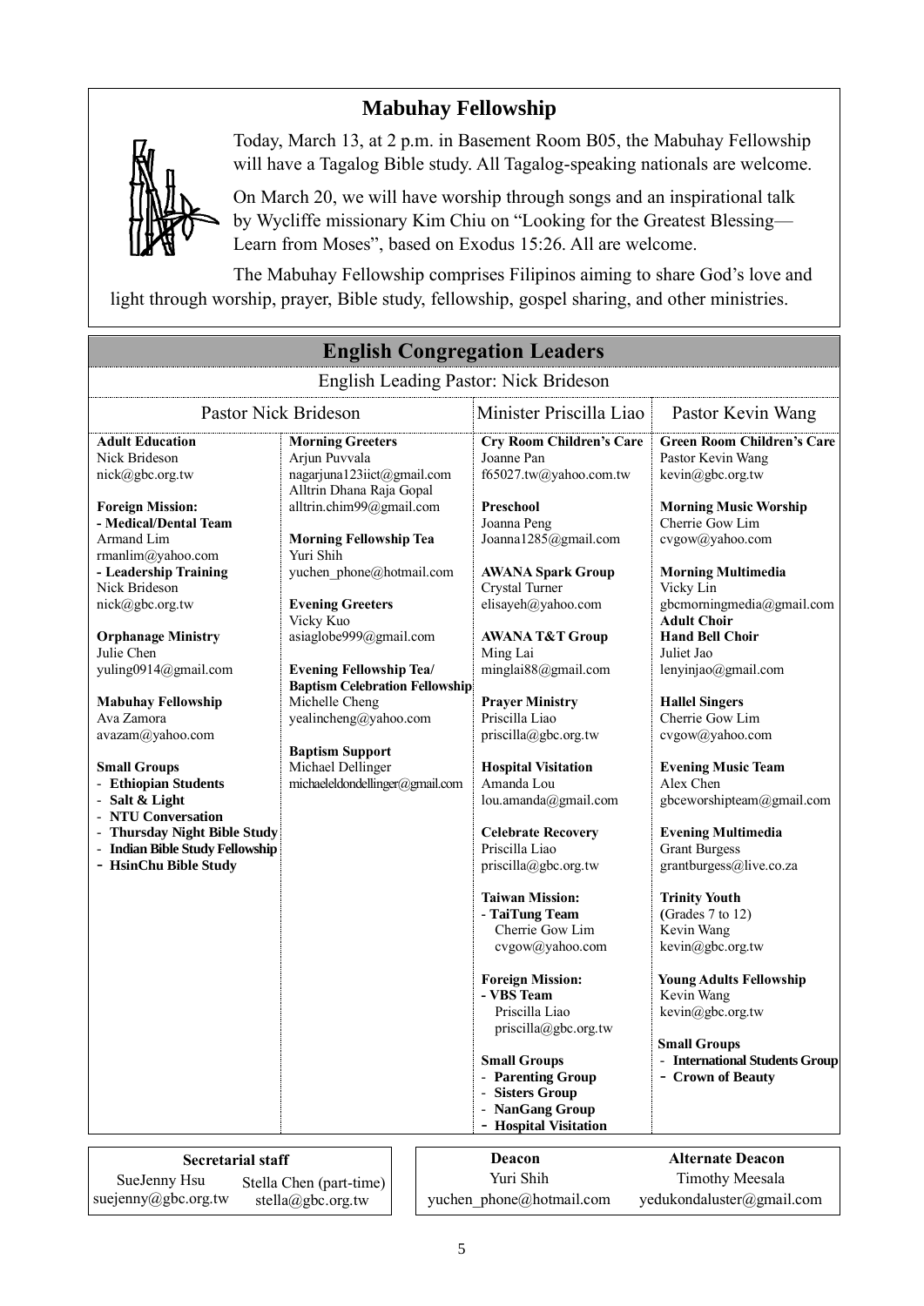## Mabuhay Fellowship

Today, March 13, at 2 p.m. in Basement Room B05, the Mabuhay Fellowship will have a Tagalog Bible study. All Tagalog-speaking nationals are welcome.

On March 20, we will have worship through songs and an inspirational talk by Wycliffe missionary Kim Chiu on "Looking for the Greatest Blessing—Learn from Moses", based on Exodus 15:26. All are welcome.

The Mabuhay Fellowship comprises Filipinos aiming to share God's love and light through worship, prayer, Bible study, fellowship, gospel sharing, and other ministries.

## English Congregation Leaders

English Leading Pastor: Nick Brideson

### Pastor Nick Brideson

**Adult Education**
Nick Brideson
nick@gbc.org.tw

**Foreign Mission:**
**- Medical/Dental Team**
Armand Lim
rmanlim@yahoo.com
**- Leadership Training**
Nick Brideson
nick@gbc.org.tw

**Orphanage Ministry**
Julie Chen
yuling0914@gmail.com

**Mabuhay Fellowship**
Ava Zamora
avazam@yahoo.com

**Small Groups**
- **Ethiopian Students**
- **Salt & Light**
- **NTU Conversation**
- **Thursday Night Bible Study**
- **Indian Bible Study Fellowship**
- **HsinChu Bible Study**

**Morning Greeters**
Arjun Puvvala
nagarjuna123iict@gmail.com
Alltrin Dhana Raja Gopal
alltrin.chim99@gmail.com

**Morning Fellowship Tea**
Yuri Shih
yuchen_phone@hotmail.com

**Evening Greeters**
Vicky Kuo
asiaglobe999@gmail.com

**Evening Fellowship Tea/ Baptism Celebration Fellowship**
Michelle Cheng
yealincheng@yahoo.com

**Baptism Support**
Michael Dellinger
michaeleldondellinger@gmail.com

### Minister Priscilla Liao

**Cry Room Children's Care**
Joanne Pan
f65027.tw@yahoo.com.tw

**Preschool**
Joanna Peng
Joanna1285@gmail.com

**AWANA Spark Group**
Crystal Turner
elisayeh@yahoo.com

**AWANA T&T Group**
Ming Lai
minglai88@gmail.com

**Prayer Ministry**
Priscilla Liao
priscilla@gbc.org.tw

**Hospital Visitation**
Amanda Lou
lou.amanda@gmail.com

**Celebrate Recovery**
Priscilla Liao
priscilla@gbc.org.tw

**Taiwan Mission:**
- **TaiTung Team**
  Cherrie Gow Lim
  cvgow@yahoo.com

**Foreign Mission:**
- **VBS Team**
  Priscilla Liao
  priscilla@gbc.org.tw

**Small Groups**
- **Parenting Group**
- **Sisters Group**
- **NanGang Group**
- **Hospital Visitation**

### Pastor Kevin Wang

**Green Room Children's Care**
Pastor Kevin Wang
kevin@gbc.org.tw

**Morning Music Worship**
Cherrie Gow Lim
cvgow@yahoo.com

**Morning Multimedia**
Vicky Lin
gbcmorningmedia@gmail.com

**Adult Choir**
**Hand Bell Choir**
Juliet Jao
lenyinjao@gmail.com

**Hallel Singers**
Cherrie Gow Lim
cvgow@yahoo.com

**Evening Music Team**
Alex Chen
gbceworshipteam@gmail.com

**Evening Multimedia**
Grant Burgess
grantburgess@live.co.za

**Trinity Youth**
(Grades 7 to 12)
Kevin Wang
kevin@gbc.org.tw

**Young Adults Fellowship**
Kevin Wang
kevin@gbc.org.tw

**Small Groups**
- **International Students Group**
- **Crown of Beauty**

| Secretarial staff | |
|---|---|
| SueJenny Hsu<br>suejenny@gbc.org.tw | Stella Chen (part-time)<br>stella@gbc.org.tw |

| Deacon | Alternate Deacon |
|---|---|
| Yuri Shih<br>yuchen_phone@hotmail.com | Timothy Meesala<br>yedukondaluster@gmail.com |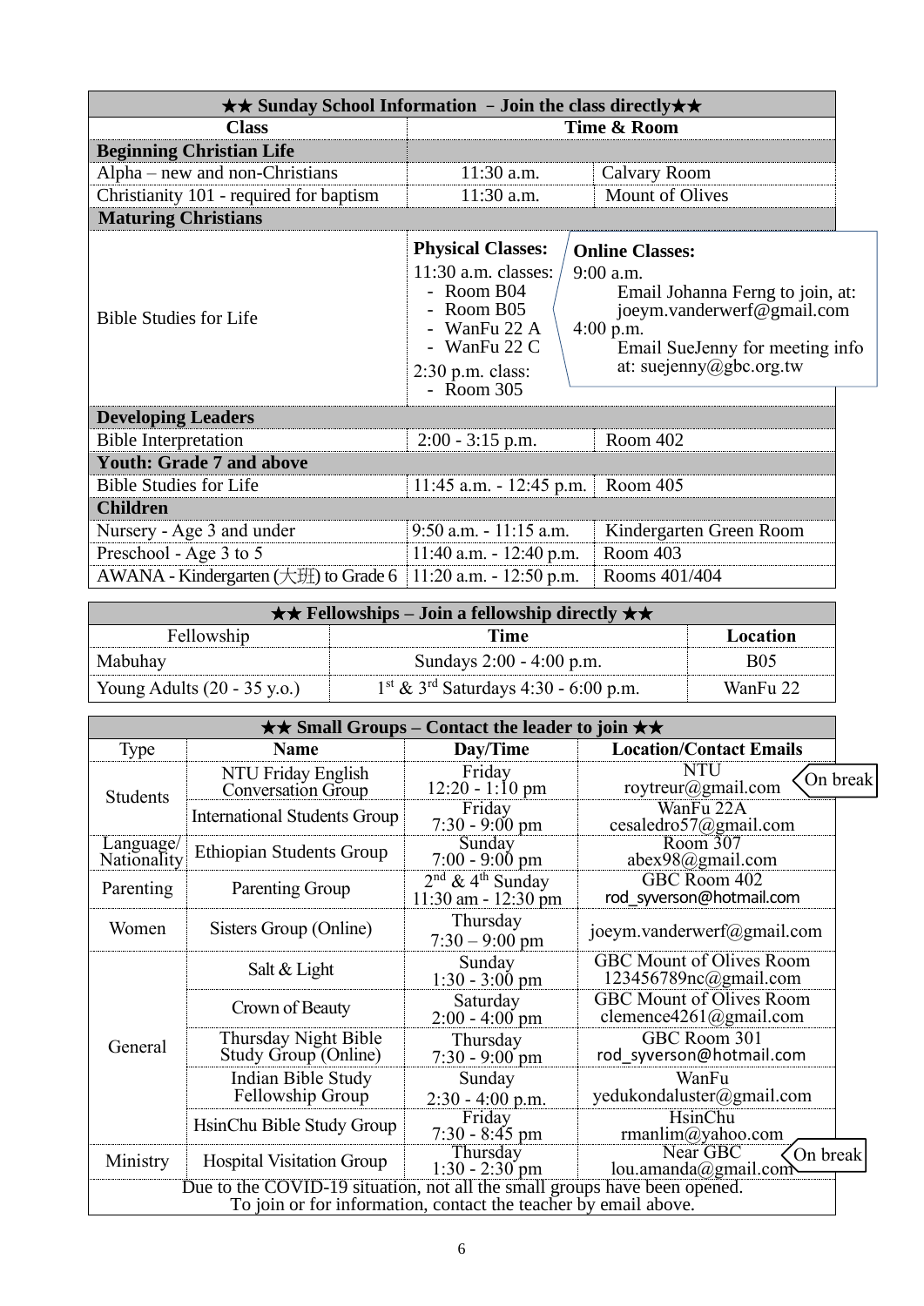| ★★ Sunday School Information – Join the class directly★★ | | |
|---|---|---|
| **Class** | **Time & Room** | |
| **Beginning Christian Life** | | |
| Alpha – new and non-Christians | 11:30 a.m. | Calvary Room |
| Christianity 101 - required for baptism | 11:30 a.m. | Mount of Olives |
| **Maturing Christians** | | |
| Bible Studies for Life | **Physical Classes:** 11:30 a.m. classes: - Room B04 - Room B05 - WanFu 22 A - WanFu 22 C; 2:30 p.m. class: - Room 305 | **Online Classes:** 9:00 a.m. Email Johanna Ferng to join, at: joeym.vanderwerf@gmail.com; 4:00 p.m. Email SueJenny for meeting info at: suejenny@gbc.org.tw |
| **Developing Leaders** | | |
| Bible Interpretation | 2:00 - 3:15 p.m. | Room 402 |
| **Youth: Grade 7 and above** | | |
| Bible Studies for Life | 11:45 a.m. - 12:45 p.m. | Room 405 |
| **Children** | | |
| Nursery - Age 3 and under | 9:50 a.m. - 11:15 a.m. | Kindergarten Green Room |
| Preschool - Age 3 to 5 | 11:40 a.m. - 12:40 p.m. | Room 403 |
| AWANA - Kindergarten (大班) to Grade 6 | 11:20 a.m. - 12:50 p.m. | Rooms 401/404 |

| ★★ Fellowships – Join a fellowship directly ★★ | | |
|---|---|---|
| Fellowship | **Time** | **Location** |
| Mabuhay | Sundays 2:00 - 4:00 p.m. | B05 |
| Young Adults (20 - 35 y.o.) | 1st & 3rd Saturdays 4:30 - 6:00 p.m. | WanFu 22 |

| ★★ Small Groups – Contact the leader to join ★★ | | | |
|---|---|---|---|
| Type | **Name** | **Day/Time** | **Location/Contact Emails** |
| Students | NTU Friday English Conversation Group | Friday 12:20 - 1:10 pm | NTU roytreur@gmail.com (On break) |
| | International Students Group | Friday 7:30 - 9:00 pm | WanFu 22A cesaledro57@gmail.com |
| Language/ Nationality | Ethiopian Students Group | Sunday 7:00 - 9:00 pm | Room 307 abex98@gmail.com |
| Parenting | Parenting Group | 2nd & 4th Sunday 11:30 am - 12:30 pm | GBC Room 402 rod_syverson@hotmail.com |
| Women | Sisters Group (Online) | Thursday 7:30 – 9:00 pm | joeym.vanderwerf@gmail.com |
| General | Salt & Light | Sunday 1:30 - 3:00 pm | GBC Mount of Olives Room 123456789nc@gmail.com |
| | Crown of Beauty | Saturday 2:00 - 4:00 pm | GBC Mount of Olives Room clemence4261@gmail.com |
| | Thursday Night Bible Study Group (Online) | Thursday 7:30 - 9:00 pm | GBC Room 301 rod_syverson@hotmail.com |
| | Indian Bible Study Fellowship Group | Sunday 2:30 - 4:00 p.m. | WanFu yedukondaluster@gmail.com |
| | HsinChu Bible Study Group | Friday 7:30 - 8:45 pm | HsinChu rmanlim@yahoo.com |
| Ministry | Hospital Visitation Group | Thursday 1:30 - 2:30 pm | Near GBC lou.amanda@gmail.com (On break) |

Due to the COVID-19 situation, not all the small groups have been opened.
To join or for information, contact the teacher by email above.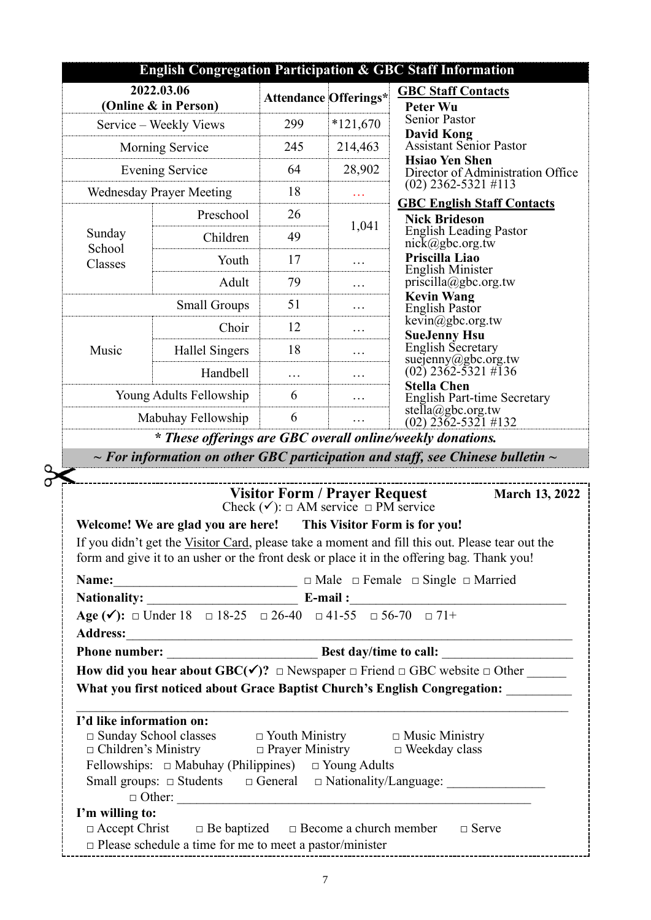## English Congregation Participation & GBC Staff Information

| 2022.03.06 (Online & in Person) | | Attendance | Offerings* |
|---|---|---|---|
| Service – Weekly Views | | 299 | *121,670 |
| Morning Service | | 245 | 214,463 |
| Evening Service | | 64 | 28,902 |
| Wednesday Prayer Meeting | | 18 | … |
| Sunday School Classes | Preschool | 26 | 1,041 |
| | Children | 49 | |
| | Youth | 17 | … |
| | Adult | 79 | … |
| Small Groups | | 51 | … |
| Music | Choir | 12 | … |
| | Hallel Singers | 18 | … |
| | Handbell | … | … |
| Young Adults Fellowship | | 6 | … |
| Mabuhay Fellowship | | 6 | … |

**GBC Staff Contacts**

**Peter Wu**
Senior Pastor

**David Kong**
Assistant Senior Pastor

**Hsiao Yen Shen**
Director of Administration Office
(02) 2362-5321 #113

**GBC English Staff Contacts**

**Nick Brideson**
English Leading Pastor
nick@gbc.org.tw

**Priscilla Liao**
English Minister
priscilla@gbc.org.tw

**Kevin Wang**
English Pastor
kevin@gbc.org.tw

**SueJenny Hsu**
English Secretary
suejenny@gbc.org.tw
(02) 2362-5321 #136

**Stella Chen**
English Part-time Secretary
stella@gbc.org.tw
(02) 2362-5321 #132

***These offerings are GBC overall online/weekly donations.**

***~ For information on other GBC participation and staff, see Chinese bulletin ~***

---

## Visitor Form / Prayer Request

**March 13, 2022**

Check (✓): □ AM service □ PM service

**Welcome! We are glad you are here! This Visitor Form is for you!**

If you didn't get the Visitor Card, please take a moment and fill this out. Please tear out the form and give it to an usher or the front desk or place it in the offering bag. Thank you!

**Name:**____________________________ □ Male □ Female □ Single □ Married

**Nationality:** _______________________ **E-mail :**_________________________________

**Age (✓):** □ Under 18 □ 18-25 □ 26-40 □ 41-55 □ 56-70 □ 71+

**Address:**_____________________________________________________________________

**Phone number:** _______________________ **Best day/time to call:** __________________

**How did you hear about GBC(✓)?** □ Newspaper □ Friend □ GBC website □ Other ______

**What you first noticed about Grace Baptist Church's English Congregation:** __________

_____________________________________________________________________________

**I'd like information on:**

□ Sunday School classes □ Youth Ministry □ Music Ministry
□ Children's Ministry □ Prayer Ministry □ Weekday class
Fellowships: □ Mabuhay (Philippines) □ Young Adults
Small groups: □ Students □ General □ Nationality/Language: ______________
□ Other: ______________________________________________________

**I'm willing to:**

□ Accept Christ □ Be baptized □ Become a church member □ Serve
□ Please schedule a time for me to meet a pastor/minister